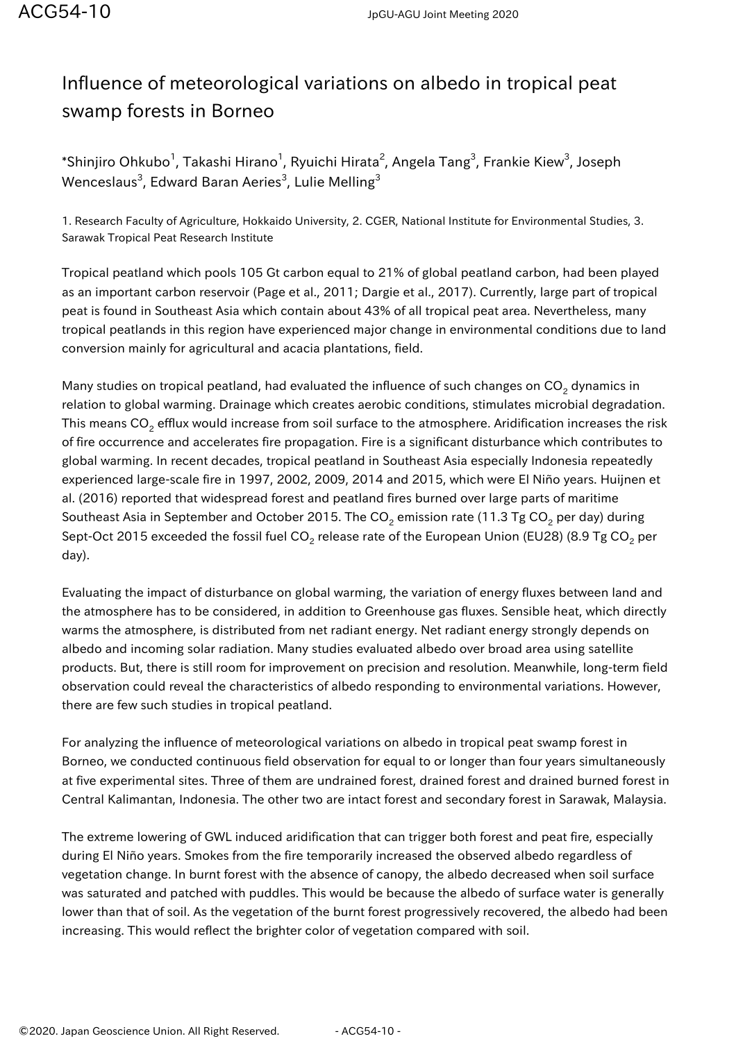# Influence of meteorological variations on albedo in tropical peat swamp forests in Borneo

*Shinjiro Ohkubo[1], Takashi Hirano[1], Ryuichi Hirata[2], Angela Tang[3], Frankie Kiew[3], Joseph Wenceslaus[3], Edward Baran Aeries[3], Lulie Melling[3]

1. Research Faculty of Agriculture, Hokkaido University, 2. CGER, National Institute for Environmental Studies, 3. Sarawak Tropical Peat Research Institute

Tropical peatland which pools 105 Gt carbon equal to 21% of global peatland carbon, had been played as an important carbon reservoir (Page et al., 2011; Dargie et al., 2017). Currently, large part of tropical peat is found in Southeast Asia which contain about 43% of all tropical peat area. Nevertheless, many tropical peatlands in this region have experienced major change in environmental conditions due to land conversion mainly for agricultural and acacia plantations, field.

Many studies on tropical peatland, had evaluated the influence of such changes on $CO_2$ dynamics in relation to global warming. Drainage which creates aerobic conditions, stimulates microbial degradation. This means $CO_2$ efflux would increase from soil surface to the atmosphere. Aridification increases the risk of fire occurrence and accelerates fire propagation. Fire is a significant disturbance which contributes to global warming. In recent decades, tropical peatland in Southeast Asia especially Indonesia repeatedly experienced large-scale fire in 1997, 2002, 2009, 2014 and 2015, which were El Niño years. Huijnen et al. (2016) reported that widespread forest and peatland fires burned over large parts of maritime Southeast Asia in September and October 2015. The $CO_2$ emission rate (11.3 Tg $CO_2$ per day) during Sept-Oct 2015 exceeded the fossil fuel $CO_2$ release rate of the European Union (EU28) (8.9 Tg $CO_2$ per day).

Evaluating the impact of disturbance on global warming, the variation of energy fluxes between land and the atmosphere has to be considered, in addition to Greenhouse gas fluxes. Sensible heat, which directly warms the atmosphere, is distributed from net radiant energy. Net radiant energy strongly depends on albedo and incoming solar radiation. Many studies evaluated albedo over broad area using satellite products. But, there is still room for improvement on precision and resolution. Meanwhile, long-term field observation could reveal the characteristics of albedo responding to environmental variations. However, there are few such studies in tropical peatland.

For analyzing the influence of meteorological variations on albedo in tropical peat swamp forest in Borneo, we conducted continuous field observation for equal to or longer than four years simultaneously at five experimental sites. Three of them are undrained forest, drained forest and drained burned forest in Central Kalimantan, Indonesia. The other two are intact forest and secondary forest in Sarawak, Malaysia.

The extreme lowering of GWL induced aridification that can trigger both forest and peat fire, especially during El Niño years. Smokes from the fire temporarily increased the observed albedo regardless of vegetation change. In burnt forest with the absence of canopy, the albedo decreased when soil surface was saturated and patched with puddles. This would be because the albedo of surface water is generally lower than that of soil. As the vegetation of the burnt forest progressively recovered, the albedo had been increasing. This would reflect the brighter color of vegetation compared with soil.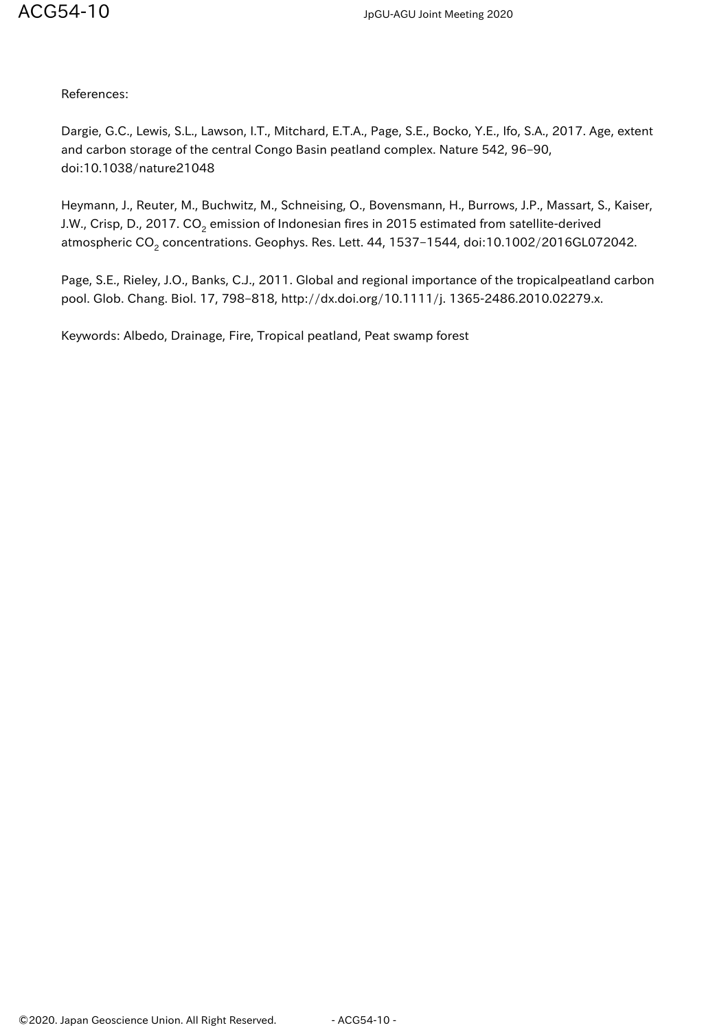References:

Dargie, G.C., Lewis, S.L., Lawson, I.T., Mitchard, E.T.A., Page, S.E., Bocko, Y.E., Ifo, S.A., 2017. Age, extent and carbon storage of the central Congo Basin peatland complex. Nature 542, 96–90, doi:10.1038/nature21048

Heymann, J., Reuter, M., Buchwitz, M., Schneising, O., Bovensmann, H., Burrows, J.P., Massart, S., Kaiser, J.W., Crisp, D., 2017. $CO_2$ emission of Indonesian fires in 2015 estimated from satellite-derived atmospheric $CO_2$ concentrations. Geophys. Res. Lett. 44, 1537–1544, doi:10.1002/2016GL072042.

Page, S.E., Rieley, J.O., Banks, C.J., 2011. Global and regional importance of the tropicalpeatland carbon pool. Glob. Chang. Biol. 17, 798–818, http://dx.doi.org/10.1111/j. 1365-2486.2010.02279.x.

Keywords: Albedo, Drainage, Fire, Tropical peatland, Peat swamp forest